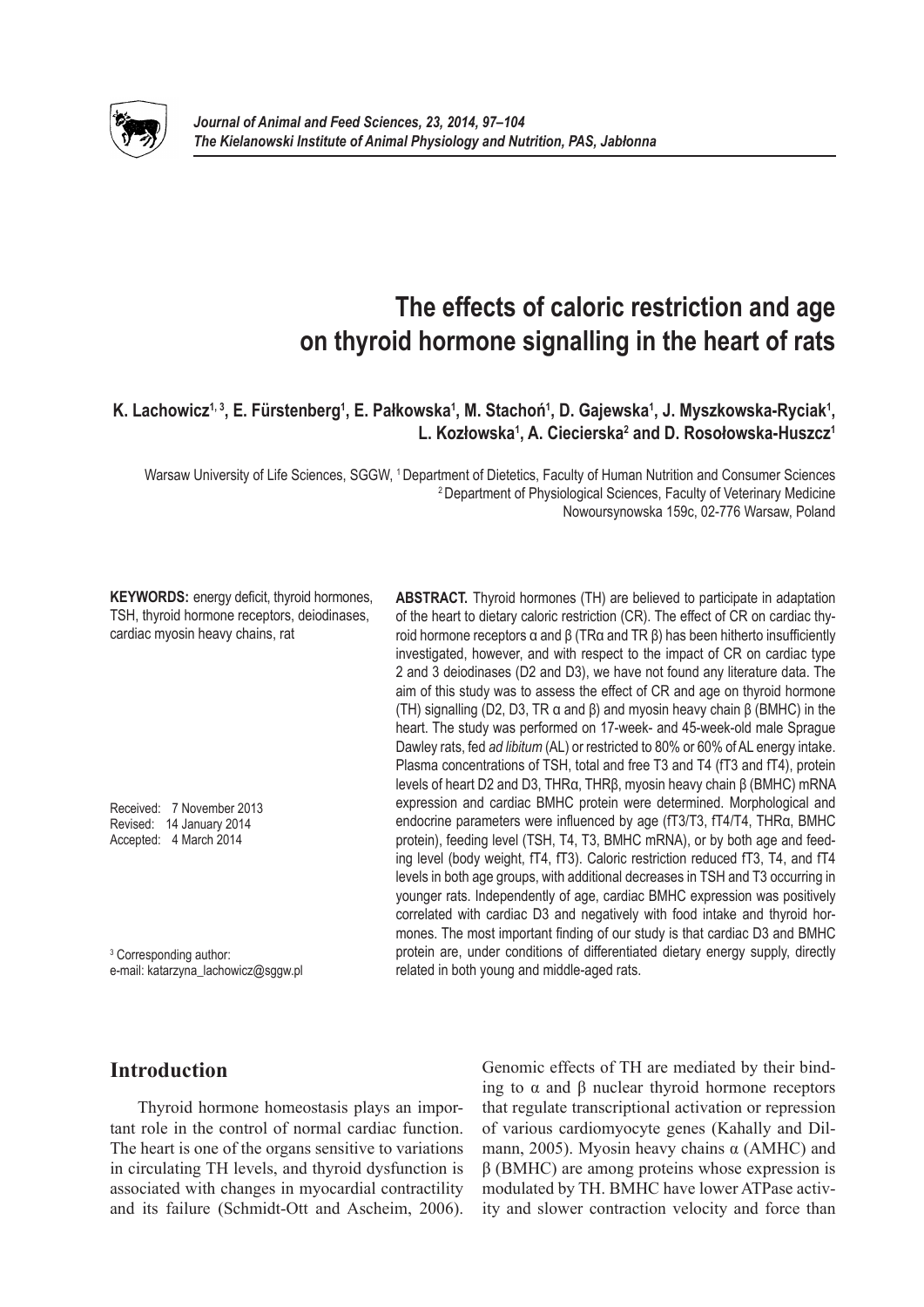# The effects of caloric restriction and age on thyroid hormone signalling in the heart of rats

**K. Lachowicz[1, 3], E. Fürstenberg[1], E. Pałkowska[1], M. Stachoń[1], D. Gajewska[1], J. Myszkowska-Ryciak[1], L. Kozłowska[1], A. Ciecierska[2] and D. Rosołowska-Huszcz[1]**

Warsaw University of Life Sciences, SGGW, [1] Department of Dietetics, Faculty of Human Nutrition and Consumer Sciences
[2] Department of Physiological Sciences, Faculty of Veterinary Medicine
Nowoursynowska 159c, 02-776 Warsaw, Poland

**KEYWORDS:** energy deficit, thyroid hormones, TSH, thyroid hormone receptors, deiodinases, cardiac myosin heavy chains, rat

Received: 7 November 2013
Revised: 14 January 2014
Accepted: 4 March 2014

[3] Corresponding author:
e-mail: katarzyna_lachowicz@sggw.pl

**ABSTRACT.** Thyroid hormones (TH) are believed to participate in adaptation of the heart to dietary caloric restriction (CR). The effect of CR on cardiac thyroid hormone receptors α and β (TRα and TR β) has been hitherto insufficiently investigated, however, and with respect to the impact of CR on cardiac type 2 and 3 deiodinases (D2 and D3), we have not found any literature data. The aim of this study was to assess the effect of CR and age on thyroid hormone (TH) signalling (D2, D3, TR α and β) and myosin heavy chain β (BMHC) in the heart. The study was performed on 17-week- and 45-week-old male Sprague Dawley rats, fed *ad libitum* (AL) or restricted to 80% or 60% of AL energy intake. Plasma concentrations of TSH, total and free T3 and T4 (fT3 and fT4), protein levels of heart D2 and D3, THRα, THRβ, myosin heavy chain β (BMHC) mRNA expression and cardiac BMHC protein were determined. Morphological and endocrine parameters were influenced by age (fT3/T3, fT4/T4, THRα, BMHC protein), feeding level (TSH, T4, T3, BMHC mRNA), or by both age and feeding level (body weight, fT4, fT3). Caloric restriction reduced fT3, T4, and fT4 levels in both age groups, with additional decreases in TSH and T3 occurring in younger rats. Independently of age, cardiac BMHC expression was positively correlated with cardiac D3 and negatively with food intake and thyroid hormones. The most important finding of our study is that cardiac D3 and BMHC protein are, under conditions of differentiated dietary energy supply, directly related in both young and middle-aged rats.

## Introduction

Thyroid hormone homeostasis plays an important role in the control of normal cardiac function. The heart is one of the organs sensitive to variations in circulating TH levels, and thyroid dysfunction is associated with changes in myocardial contractility and its failure (Schmidt-Ott and Ascheim, 2006). Genomic effects of TH are mediated by their binding to α and β nuclear thyroid hormone receptors that regulate transcriptional activation or repression of various cardiomyocyte genes (Kahally and Dillmann, 2005). Myosin heavy chains α (AMHC) and β (BMHC) are among proteins whose expression is modulated by TH. BMHC have lower ATPase activity and slower contraction velocity and force than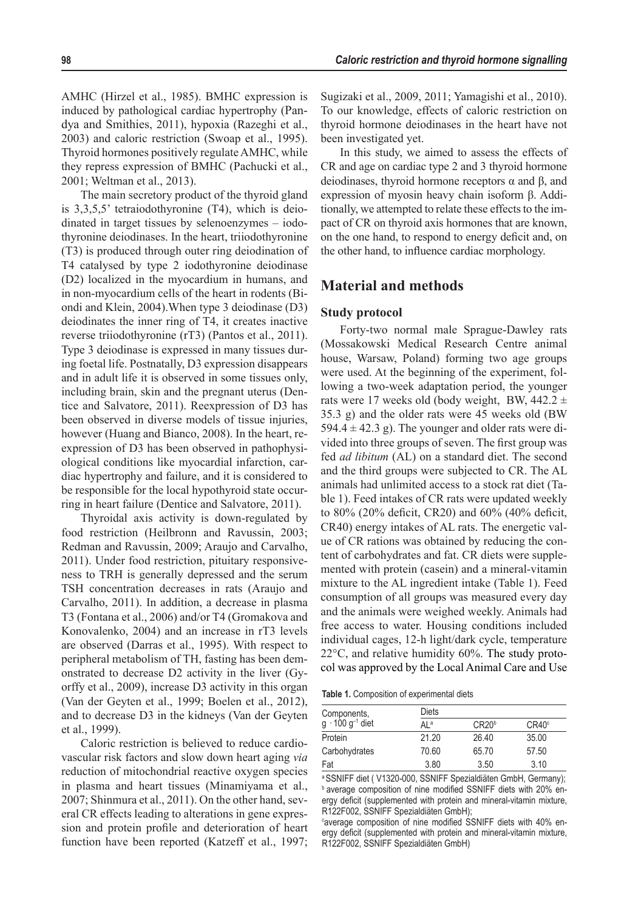AMHC (Hirzel et al., 1985). BMHC expression is induced by pathological cardiac hypertrophy (Pandya and Smithies, 2011), hypoxia (Razeghi et al., 2003) and caloric restriction (Swoap et al., 1995). Thyroid hormones positively regulate AMHC, while they repress expression of BMHC (Pachucki et al., 2001; Weltman et al., 2013).

The main secretory product of the thyroid gland is 3,3,5,5' tetraiodothyronine (T4), which is deiodinated in target tissues by selenoenzymes – iodothyronine deiodinases. In the heart, triiodothyronine (T3) is produced through outer ring deiodination of T4 catalysed by type 2 iodothyronine deiodinase (D2) localized in the myocardium in humans, and in non-myocardium cells of the heart in rodents (Biondi and Klein, 2004).When type 3 deiodinase (D3) deiodinates the inner ring of T4, it creates inactive reverse triiodothyronine (rT3) (Pantos et al., 2011). Type 3 deiodinase is expressed in many tissues during foetal life. Postnatally, D3 expression disappears and in adult life it is observed in some tissues only, including brain, skin and the pregnant uterus (Dentice and Salvatore, 2011). Reexpression of D3 has been observed in diverse models of tissue injuries, however (Huang and Bianco, 2008). In the heart, reexpression of D3 has been observed in pathophysiological conditions like myocardial infarction, cardiac hypertrophy and failure, and it is considered to be responsible for the local hypothyroid state occurring in heart failure (Dentice and Salvatore, 2011).

Thyroidal axis activity is down-regulated by food restriction (Heilbronn and Ravussin, 2003; Redman and Ravussin, 2009; Araujo and Carvalho, 2011). Under food restriction, pituitary responsiveness to TRH is generally depressed and the serum TSH concentration decreases in rats (Araujo and Carvalho, 2011). In addition, a decrease in plasma T3 (Fontana et al., 2006) and/or T4 (Gromakova and Konovalenko, 2004) and an increase in rT3 levels are observed (Darras et al., 1995). With respect to peripheral metabolism of TH, fasting has been demonstrated to decrease D2 activity in the liver (Gyorffy et al., 2009), increase D3 activity in this organ (Van der Geyten et al., 1999; Boelen et al., 2012), and to decrease D3 in the kidneys (Van der Geyten et al., 1999).

Caloric restriction is believed to reduce cardiovascular risk factors and slow down heart aging *via* reduction of mitochondrial reactive oxygen species in plasma and heart tissues (Minamiyama et al., 2007; Shinmura et al., 2011). On the other hand, several CR effects leading to alterations in gene expression and protein profile and deterioration of heart function have been reported (Katzeff et al., 1997; Sugizaki et al., 2009, 2011; Yamagishi et al., 2010). To our knowledge, effects of caloric restriction on thyroid hormone deiodinases in the heart have not been investigated yet.

In this study, we aimed to assess the effects of CR and age on cardiac type 2 and 3 thyroid hormone deiodinases, thyroid hormone receptors α and β, and expression of myosin heavy chain isoform β. Additionally, we attempted to relate these effects to the impact of CR on thyroid axis hormones that are known, on the one hand, to respond to energy deficit and, on the other hand, to influence cardiac morphology.

## Material and methods

### Study protocol

Forty-two normal male Sprague-Dawley rats (Mossakowski Medical Research Centre animal house, Warsaw, Poland) forming two age groups were used. At the beginning of the experiment, following a two-week adaptation period, the younger rats were 17 weeks old (body weight, BW, 442.2 ± 35.3 g) and the older rats were 45 weeks old (BW 594.4 ± 42.3 g). The younger and older rats were divided into three groups of seven. The first group was fed *ad libitum* (AL) on a standard diet. The second and the third groups were subjected to CR. The AL animals had unlimited access to a stock rat diet (Table 1). Feed intakes of CR rats were updated weekly to 80% (20% deficit, CR20) and 60% (40% deficit, CR40) energy intakes of AL rats. The energetic value of CR rations was obtained by reducing the content of carbohydrates and fat. CR diets were supplemented with protein (casein) and a mineral-vitamin mixture to the AL ingredient intake (Table 1). Feed consumption of all groups was measured every day and the animals were weighed weekly. Animals had free access to water. Housing conditions included individual cages, 12-h light/dark cycle, temperature 22°C, and relative humidity 60%. The study protocol was approved by the Local Animal Care and Use

**Table 1.** Composition of experimental diets

| Components, $g \cdot 100\ g^{-1}$ diet | Diets | | |
|---|---|---|---|
| | AL[a] | CR20[b] | CR40[c] |
| Protein | 21.20 | 26.40 | 35.00 |
| Carbohydrates | 70.60 | 65.70 | 57.50 |
| Fat | 3.80 | 3.50 | 3.10 |

[a] SSNIFF diet ( V1320-000, SSNIFF Spezialdiäten GmbH, Germany);
[b] average composition of nine modified SSNIFF diets with 20% energy deficit (supplemented with protein and mineral-vitamin mixture, R122F002, SSNIFF Spezialdiäten GmbH);
[c] average composition of nine modified SSNIFF diets with 40% energy deficit (supplemented with protein and mineral-vitamin mixture, R122F002, SSNIFF Spezialdiäten GmbH)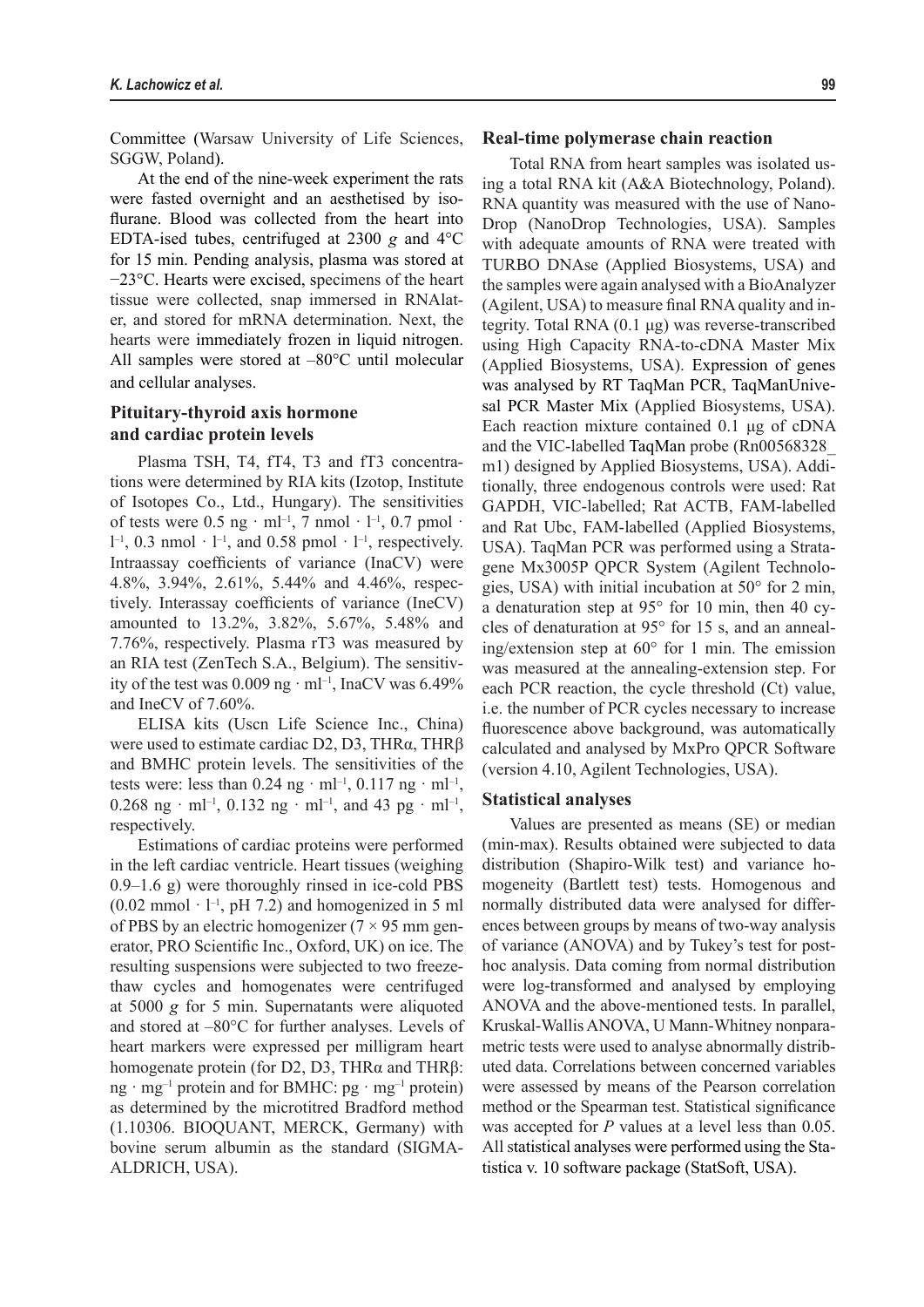Committee (Warsaw University of Life Sciences, SGGW, Poland).

At the end of the nine-week experiment the rats were fasted overnight and anaesthetised by isoflurane. Blood was collected from the heart into EDTA-ised tubes, centrifuged at 2300 *g* and 4°C for 15 min. Pending analysis, plasma was stored at −23°C. Hearts were excised, specimens of the heart tissue were collected, snap immersed in RNAlater, and stored for mRNA determination. Next, the hearts were immediately frozen in liquid nitrogen. All samples were stored at –80°C until molecular and cellular analyses.

## Pituitary-thyroid axis hormone and cardiac protein levels

Plasma TSH, T4, fT4, T3 and fT3 concentrations were determined by RIA kits (Izotop, Institute of Isotopes Co., Ltd., Hungary). The sensitivities of tests were 0.5 ng $\cdot$ ml$^{-1}$, 7 nmol $\cdot$ l$^{-1}$, 0.7 pmol $\cdot$ l$^{-1}$, 0.3 nmol $\cdot$ l$^{-1}$, and 0.58 pmol $\cdot$ l$^{-1}$, respectively. Intraassay coefficients of variance (InaCV) were 4.8%, 3.94%, 2.61%, 5.44% and 4.46%, respectively. Interassay coefficients of variance (IneCV) amounted to 13.2%, 3.82%, 5.67%, 5.48% and 7.76%, respectively. Plasma rT3 was measured by an RIA test (ZenTech S.A., Belgium). The sensitivity of the test was 0.009 ng $\cdot$ ml$^{-1}$, InaCV was 6.49% and IneCV of 7.60%.

ELISA kits (Uscn Life Science Inc., China) were used to estimate cardiac D2, D3, THRα, THRβ and BMHC protein levels. The sensitivities of the tests were: less than 0.24 ng $\cdot$ ml$^{-1}$, 0.117 ng $\cdot$ ml$^{-1}$, 0.268 ng $\cdot$ ml$^{-1}$, 0.132 ng $\cdot$ ml$^{-1}$, and 43 pg $\cdot$ ml$^{-1}$, respectively.

Estimations of cardiac proteins were performed in the left cardiac ventricle. Heart tissues (weighing 0.9–1.6 g) were thoroughly rinsed in ice-cold PBS (0.02 mmol $\cdot$ l$^{-1}$, pH 7.2) and homogenized in 5 ml of PBS by an electric homogenizer (7 × 95 mm generator, PRO Scientific Inc., Oxford, UK) on ice. The resulting suspensions were subjected to two freeze-thaw cycles and homogenates were centrifuged at 5000 *g* for 5 min. Supernatants were aliquoted and stored at –80°C for further analyses. Levels of heart markers were expressed per milligram heart homogenate protein (for D2, D3, THRα and THRβ: ng $\cdot$ mg$^{-1}$ protein and for BMHC: pg $\cdot$ mg$^{-1}$ protein) as determined by the microtitred Bradford method (1.10306. BIOQUANT, MERCK, Germany) with bovine serum albumin as the standard (SIGMA-ALDRICH, USA).

## Real-time polymerase chain reaction

Total RNA from heart samples was isolated using a total RNA kit (A&A Biotechnology, Poland). RNA quantity was measured with the use of NanoDrop (NanoDrop Technologies, USA). Samples with adequate amounts of RNA were treated with TURBO DNAse (Applied Biosystems, USA) and the samples were again analysed with a BioAnalyzer (Agilent, USA) to measure final RNA quality and integrity. Total RNA (0.1 μg) was reverse-transcribed using High Capacity RNA-to-cDNA Master Mix (Applied Biosystems, USA). Expression of genes was analysed by RT TaqMan PCR, TaqManUnivesal PCR Master Mix (Applied Biosystems, USA). Each reaction mixture contained 0.1 μg of cDNA and the VIC-labelled TaqMan probe (Rn00568328_m1) designed by Applied Biosystems, USA). Additionally, three endogenous controls were used: Rat GAPDH, VIC-labelled; Rat ACTB, FAM-labelled and Rat Ubc, FAM-labelled (Applied Biosystems, USA). TaqMan PCR was performed using a Stratagene Mx3005P QPCR System (Agilent Technologies, USA) with initial incubation at 50° for 2 min, a denaturation step at 95° for 10 min, then 40 cycles of denaturation at 95° for 15 s, and an annealing/extension step at 60° for 1 min. The emission was measured at the annealing-extension step. For each PCR reaction, the cycle threshold (Ct) value, i.e. the number of PCR cycles necessary to increase fluorescence above background, was automatically calculated and analysed by MxPro QPCR Software (version 4.10, Agilent Technologies, USA).

## Statistical analyses

Values are presented as means (SE) or median (min-max). Results obtained were subjected to data distribution (Shapiro-Wilk test) and variance homogeneity (Bartlett test) tests. Homogenous and normally distributed data were analysed for differences between groups by means of two-way analysis of variance (ANOVA) and by Tukey's test for post-hoc analysis. Data coming from normal distribution were log-transformed and analysed by employing ANOVA and the above-mentioned tests. In parallel, Kruskal-Wallis ANOVA, U Mann-Whitney nonparametric tests were used to analyse abnormally distributed data. Correlations between concerned variables were assessed by means of the Pearson correlation method or the Spearman test. Statistical significance was accepted for *P* values at a level less than 0.05. All statistical analyses were performed using the Statistica v. 10 software package (StatSoft, USA).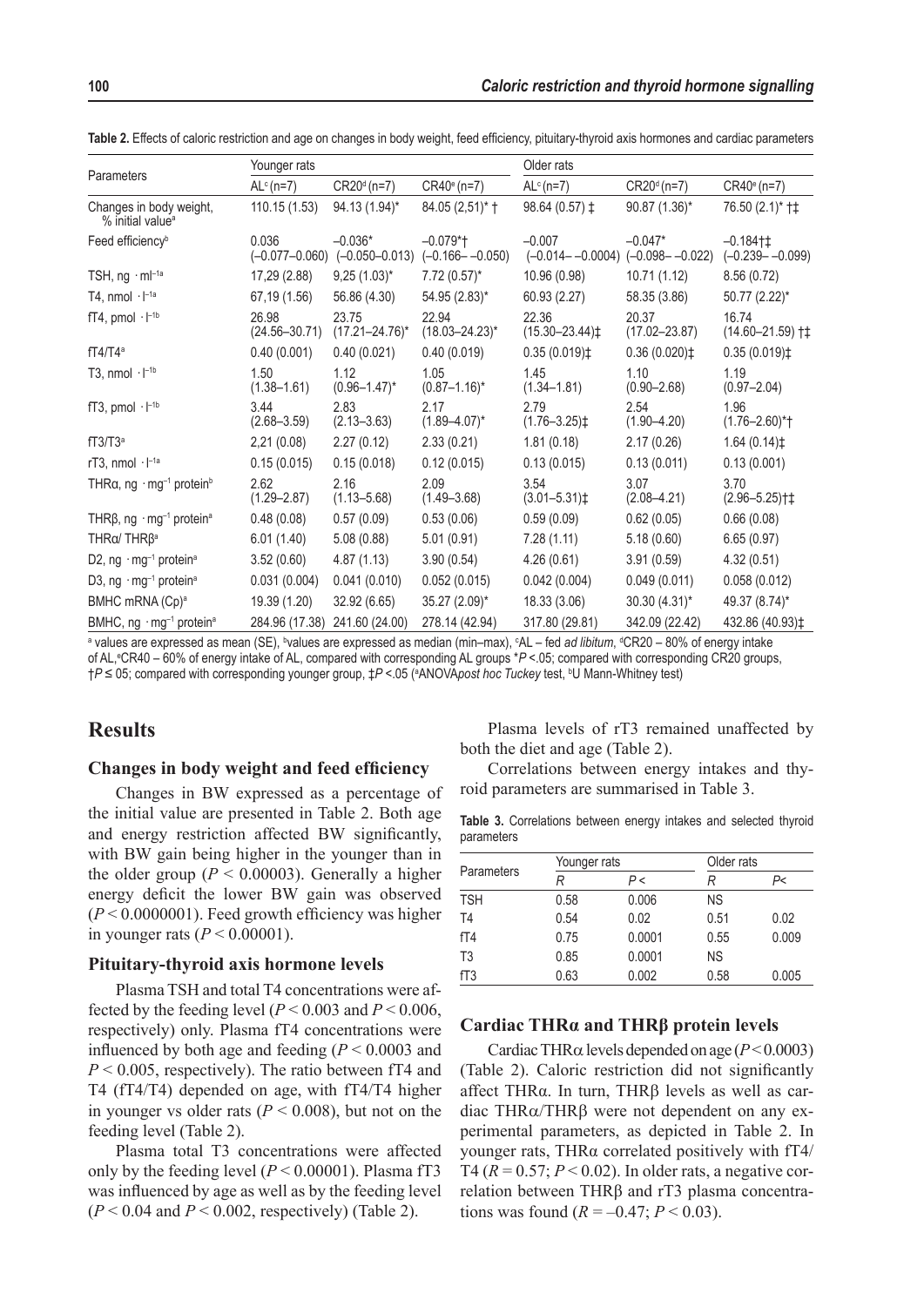**Table 2.** Effects of caloric restriction and age on changes in body weight, feed efficiency, pituitary-thyroid axis hormones and cardiac parameters

| Parameters | Younger rats | | | Older rats | | |
|---|---|---|---|---|---|---|
| | AL[c] (n=7) | CR20[d] (n=7) | CR40[e] (n=7) | AL[c] (n=7) | CR20[d] (n=7) | CR40[e] (n=7) |
| Changes in body weight, % initial value[a] | 110.15 (1.53) | 94.13 (1.94)* | 84.05 (2,51)* † | 98.64 (0.57) ‡ | 90.87 (1.36)* | 76.50 (2.1)* †‡ |
| Feed efficiency[b] | 0.036 (–0.077–0.060) | –0.036* (–0.050–0.013) | –0.079*† (–0.166– –0.050) | –0.007 (–0.014– –0.0004) | –0.047* (–0.098– –0.022) | –0.184†‡ (–0.239– –0.099) |
| TSH, ng · ml[–1a] | 17,29 (2.88) | 9,25 (1.03)* | 7.72 (0.57)* | 10.96 (0.98) | 10.71 (1.12) | 8.56 (0.72) |
| T4, nmol · l[–1a] | 67,19 (1.56) | 56.86 (4.30) | 54.95 (2.83)* | 60.93 (2.27) | 58.35 (3.86) | 50.77 (2.22)* |
| fT4, pmol · l[–1b] | 26.98 (24.56–30.71) | 23.75 (17.21–24.76)* | 22.94 (18.03–24.23)* | 22.36 (15.30–23.44)‡ | 20.37 (17.02–23.87) | 16.74 (14.60–21.59) †‡ |
| fT4/T4[a] | 0.40 (0.001) | 0.40 (0.021) | 0.40 (0.019) | 0.35 (0.019)‡ | 0.36 (0.020)‡ | 0.35 (0.019)‡ |
| T3, nmol · l[–1b] | 1.50 (1.38–1.61) | 1.12 (0.96–1.47)* | 1.05 (0.87–1.16)* | 1.45 (1.34–1.81) | 1.10 (0.90–2.68) | 1.19 (0.97–2.04) |
| fT3, pmol · l[–1b] | 3.44 (2.68–3.59) | 2.83 (2.13–3.63) | 2.17 (1.89–4.07)* | 2.79 (1.76–3.25)‡ | 2.54 (1.90–4.20) | 1.96 (1.76–2.60)*† |
| fT3/T3[a] | 2,21 (0.08) | 2.27 (0.12) | 2.33 (0.21) | 1.81 (0.18) | 2.17 (0.26) | 1.64 (0.14)‡ |
| rT3, nmol · l[–1a] | 0.15 (0.015) | 0.15 (0.018) | 0.12 (0.015) | 0.13 (0.015) | 0.13 (0.011) | 0.13 (0.001) |
| THRα, ng · mg[–1] protein[b] | 2.62 (1.29–2.87) | 2.16 (1.13–5.68) | 2.09 (1.49–3.68) | 3.54 (3.01–5.31)‡ | 3.07 (2.08–4.21) | 3.70 (2.96–5.25)†‡ |
| THRβ, ng · mg[–1] protein[a] | 0.48 (0.08) | 0.57 (0.09) | 0.53 (0.06) | 0.59 (0.09) | 0.62 (0.05) | 0.66 (0.08) |
| THRα/ THRβ[a] | 6.01 (1.40) | 5.08 (0.88) | 5.01 (0.91) | 7.28 (1.11) | 5.18 (0.60) | 6.65 (0.97) |
| D2, ng · mg[–1] protein[a] | 3.52 (0.60) | 4.87 (1.13) | 3.90 (0.54) | 4.26 (0.61) | 3.91 (0.59) | 4.32 (0.51) |
| D3, ng · mg[–1] protein[a] | 0.031 (0.004) | 0.041 (0.010) | 0.052 (0.015) | 0.042 (0.004) | 0.049 (0.011) | 0.058 (0.012) |
| BMHC mRNA (Cp)[a] | 19.39 (1.20) | 32.92 (6.65) | 35.27 (2.09)* | 18.33 (3.06) | 30.30 (4.31)* | 49.37 (8.74)* |
| BMHC, ng · mg[–1] protein[a] | 284.96 (17.38) | 241.60 (24.00) | 278.14 (42.94) | 317.80 (29.81) | 342.09 (22.42) | 432.86 (40.93)‡ |

[a] values are expressed as mean (SE), [b]values are expressed as median (min–max), [c]AL – fed *ad libitum*, [d]CR20 – 80% of energy intake of AL, [e]CR40 – 60% of energy intake of AL, compared with corresponding AL groups *$P < .05$; compared with corresponding CR20 groups, †$P \leq 05$; compared with corresponding younger group, ‡$P < .05$ ([a]ANOVA*post hoc Tuckey* test, [b]U Mann-Whitney test)

## Results

### Changes in body weight and feed efficiency

Changes in BW expressed as a percentage of the initial value are presented in Table 2. Both age and energy restriction affected BW significantly, with BW gain being higher in the younger than in the older group ($P < 0.00003$). Generally a higher energy deficit the lower BW gain was observed ($P < 0.0000001$). Feed growth efficiency was higher in younger rats ($P < 0.00001$).

### Pituitary-thyroid axis hormone levels

Plasma TSH and total T4 concentrations were affected by the feeding level ($P < 0.003$ and $P < 0.006$, respectively) only. Plasma fT4 concentrations were influenced by both age and feeding ($P < 0.0003$ and $P < 0.005$, respectively). The ratio between fT4 and T4 (fT4/T4) depended on age, with fT4/T4 higher in younger vs older rats ($P < 0.008$), but not on the feeding level (Table 2).

Plasma total T3 concentrations were affected only by the feeding level ($P < 0.00001$). Plasma fT3 was influenced by age as well as by the feeding level ($P < 0.04$ and $P < 0.002$, respectively) (Table 2).

Plasma levels of rT3 remained unaffected by both the diet and age (Table 2).

Correlations between energy intakes and thyroid parameters are summarised in Table 3.

**Table 3.** Correlations between energy intakes and selected thyroid parameters

| Parameters | Younger rats | | Older rats | |
|---|---|---|---|---|
| | *R* | *P* < | *R* | *P*< |
| TSH | 0.58 | 0.006 | NS | |
| T4 | 0.54 | 0.02 | 0.51 | 0.02 |
| fT4 | 0.75 | 0.0001 | 0.55 | 0.009 |
| T3 | 0.85 | 0.0001 | NS | |
| fT3 | 0.63 | 0.002 | 0.58 | 0.005 |

### Cardiac THRα and THRβ protein levels

Cardiac THRα levels depended on age ($P < 0.0003$) (Table 2). Caloric restriction did not significantly affect THRα. In turn, THRβ levels as well as cardiac THRα/THRβ were not dependent on any experimental parameters, as depicted in Table 2. In younger rats, THRα correlated positively with fT4/T4 ($R = 0.57$; $P < 0.02$). In older rats, a negative correlation between THRβ and rT3 plasma concentrations was found ($R = –0.47$; $P < 0.03$).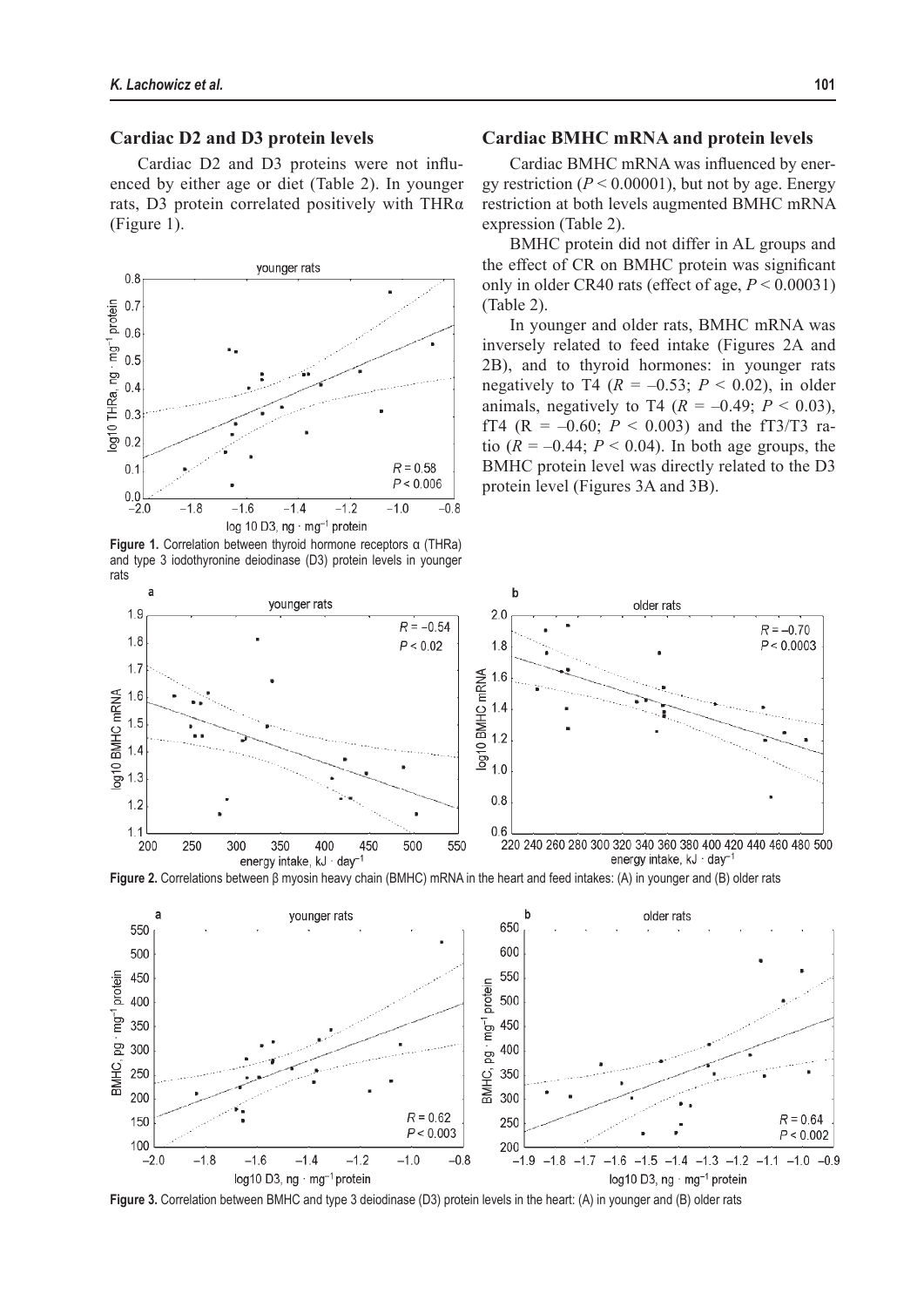### Cardiac D2 and D3 protein levels

Cardiac D2 and D3 proteins were not influenced by either age or diet (Table 2). In younger rats, D3 protein correlated positively with THRα (Figure 1).

**Figure 1.** Correlation between thyroid hormone receptors α (THRa) and type 3 iodothyronine deiodinase (D3) protein levels in younger rats

### Cardiac BMHC mRNA and protein levels

Cardiac BMHC mRNA was influenced by energy restriction ($P < 0.00001$), but not by age. Energy restriction at both levels augmented BMHC mRNA expression (Table 2).

BMHC protein did not differ in AL groups and the effect of CR on BMHC protein was significant only in older CR40 rats (effect of age, $P < 0.00031$) (Table 2).

In younger and older rats, BMHC mRNA was inversely related to feed intake (Figures 2A and 2B), and to thyroid hormones: in younger rats negatively to T4 ($R = -0.53$; $P < 0.02$), in older animals, negatively to T4 ($R = -0.49$; $P < 0.03$), fT4 ($R = -0.60$; $P < 0.003$) and the fT3/T3 ratio ($R = -0.44$; $P < 0.04$). In both age groups, the BMHC protein level was directly related to the D3 protein level (Figures 3A and 3B).

**Figure 2.** Correlations between β myosin heavy chain (BMHC) mRNA in the heart and feed intakes: (A) in younger and (B) older rats

**Figure 3.** Correlation between BMHC and type 3 deiodinase (D3) protein levels in the heart: (A) in younger and (B) older rats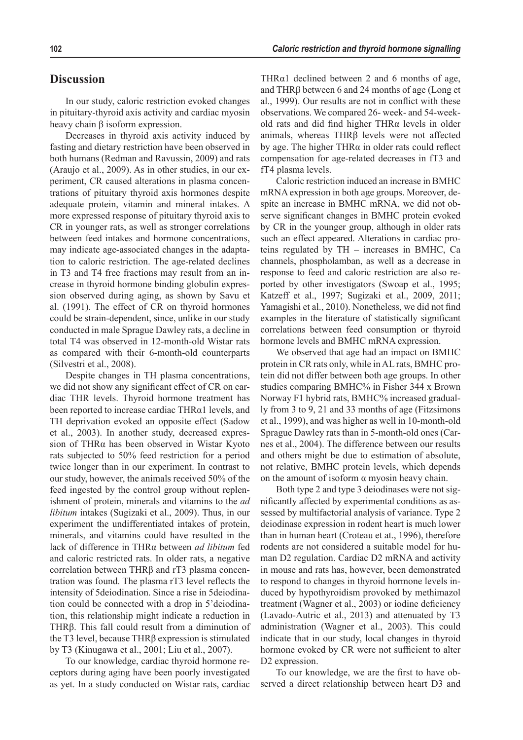## Discussion

In our study, caloric restriction evoked changes in pituitary-thyroid axis activity and cardiac myosin heavy chain β isoform expression.

Decreases in thyroid axis activity induced by fasting and dietary restriction have been observed in both humans (Redman and Ravussin, 2009) and rats (Araujo et al., 2009). As in other studies, in our experiment, CR caused alterations in plasma concentrations of pituitary thyroid axis hormones despite adequate protein, vitamin and mineral intakes. A more expressed response of pituitary thyroid axis to CR in younger rats, as well as stronger correlations between feed intakes and hormone concentrations, may indicate age-associated changes in the adaptation to caloric restriction. The age-related declines in T3 and T4 free fractions may result from an increase in thyroid hormone binding globulin expression observed during aging, as shown by Savu et al. (1991). The effect of CR on thyroid hormones could be strain-dependent, since, unlike in our study conducted in male Sprague Dawley rats, a decline in total T4 was observed in 12-month-old Wistar rats as compared with their 6-month-old counterparts (Silvestri et al., 2008).

Despite changes in TH plasma concentrations, we did not show any significant effect of CR on cardiac THR levels. Thyroid hormone treatment has been reported to increase cardiac THRα1 levels, and TH deprivation evoked an opposite effect (Sadow et al., 2003). In another study, decreased expression of THRα has been observed in Wistar Kyoto rats subjected to 50% feed restriction for a period twice longer than in our experiment. In contrast to our study, however, the animals received 50% of the feed ingested by the control group without replenishment of protein, minerals and vitamins to the *ad libitum* intakes (Sugizaki et al., 2009). Thus, in our experiment the undifferentiated intakes of protein, minerals, and vitamins could have resulted in the lack of difference in THRα between *ad libitum* fed and caloric restricted rats. In older rats, a negative correlation between THRβ and rT3 plasma concentration was found. The plasma rT3 level reflects the intensity of 5deiodination. Since a rise in 5deiodination could be connected with a drop in 5'deiodination, this relationship might indicate a reduction in THRβ. This fall could result from a diminution of the T3 level, because THRβ expression is stimulated by T3 (Kinugawa et al., 2001; Liu et al., 2007).

To our knowledge, cardiac thyroid hormone receptors during aging have been poorly investigated as yet. In a study conducted on Wistar rats, cardiac THRα1 declined between 2 and 6 months of age, and THRβ between 6 and 24 months of age (Long et al., 1999). Our results are not in conflict with these observations. We compared 26- week- and 54-week-old rats and did find higher THRα levels in older animals, whereas THRβ levels were not affected by age. The higher THRα in older rats could reflect compensation for age-related decreases in fT3 and fT4 plasma levels.

Caloric restriction induced an increase in BMHC mRNA expression in both age groups. Moreover, despite an increase in BMHC mRNA, we did not observe significant changes in BMHC protein evoked by CR in the younger group, although in older rats such an effect appeared. Alterations in cardiac proteins regulated by TH – increases in BMHC, Ca channels, phospholamban, as well as a decrease in response to feed and caloric restriction are also reported by other investigators (Swoap et al., 1995; Katzeff et al., 1997; Sugizaki et al., 2009, 2011; Yamagishi et al., 2010). Nonetheless, we did not find examples in the literature of statistically significant correlations between feed consumption or thyroid hormone levels and BMHC mRNA expression.

We observed that age had an impact on BMHC protein in CR rats only, while in AL rats, BMHC protein did not differ between both age groups. In other studies comparing BMHC% in Fisher 344 x Brown Norway F1 hybrid rats, BMHC% increased gradually from 3 to 9, 21 and 33 months of age (Fitzsimons et al., 1999), and was higher as well in 10-month-old Sprague Dawley rats than in 5-month-old ones (Carnes et al., 2004). The difference between our results and others might be due to estimation of absolute, not relative, BMHC protein levels, which depends on the amount of isoform α myosin heavy chain.

Both type 2 and type 3 deiodinases were not significantly affected by experimental conditions as assessed by multifactorial analysis of variance. Type 2 deiodinase expression in rodent heart is much lower than in human heart (Croteau et at., 1996), therefore rodents are not considered a suitable model for human D2 regulation. Cardiac D2 mRNA and activity in mouse and rats has, however, been demonstrated to respond to changes in thyroid hormone levels induced by hypothyroidism provoked by methimazol treatment (Wagner et al., 2003) or iodine deficiency (Lavado-Autric et al., 2013) and attenuated by T3 administration (Wagner et al., 2003). This could indicate that in our study, local changes in thyroid hormone evoked by CR were not sufficient to alter D2 expression.

To our knowledge, we are the first to have observed a direct relationship between heart D3 and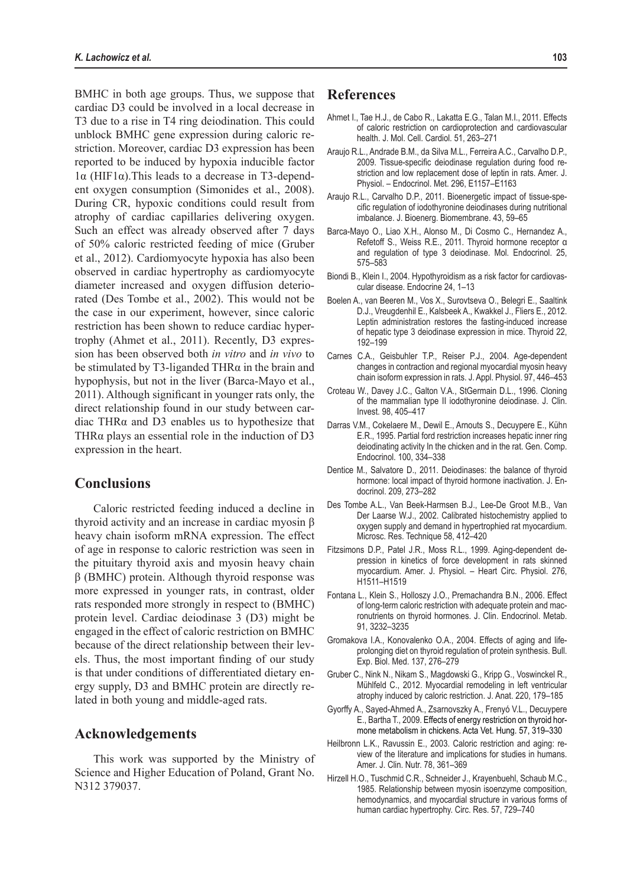BMHC in both age groups. Thus, we suppose that cardiac D3 could be involved in a local decrease in T3 due to a rise in T4 ring deiodination. This could unblock BMHC gene expression during caloric restriction. Moreover, cardiac D3 expression has been reported to be induced by hypoxia inducible factor 1α (HIF1α).This leads to a decrease in T3-dependent oxygen consumption (Simonides et al., 2008). During CR, hypoxic conditions could result from atrophy of cardiac capillaries delivering oxygen. Such an effect was already observed after 7 days of 50% caloric restricted feeding of mice (Gruber et al., 2012). Cardiomyocyte hypoxia has also been observed in cardiac hypertrophy as cardiomyocyte diameter increased and oxygen diffusion deteriorated (Des Tombe et al., 2002). This would not be the case in our experiment, however, since caloric restriction has been shown to reduce cardiac hypertrophy (Ahmet et al., 2011). Recently, D3 expression has been observed both *in vitro* and *in vivo* to be stimulated by T3-liganded THRα in the brain and hypophysis, but not in the liver (Barca-Mayo et al., 2011). Although significant in younger rats only, the direct relationship found in our study between cardiac THRα and D3 enables us to hypothesize that THRα plays an essential role in the induction of D3 expression in the heart.

## Conclusions

Caloric restricted feeding induced a decline in thyroid activity and an increase in cardiac myosin β heavy chain isoform mRNA expression. The effect of age in response to caloric restriction was seen in the pituitary thyroid axis and myosin heavy chain β (BMHC) protein. Although thyroid response was more expressed in younger rats, in contrast, older rats responded more strongly in respect to (BMHC) protein level. Cardiac deiodinase 3 (D3) might be engaged in the effect of caloric restriction on BMHC because of the direct relationship between their levels. Thus, the most important finding of our study is that under conditions of differentiated dietary energy supply, D3 and BMHC protein are directly related in both young and middle-aged rats.

## Acknowledgements

This work was supported by the Ministry of Science and Higher Education of Poland, Grant No. N312 379037.

## References

Ahmet I., Tae H.J., de Cabo R., Lakatta E.G., Talan M.I., 2011. Effects of caloric restriction on cardioprotection and cardiovascular health. J. Mol. Cell. Cardiol. 51, 263–271

Araujo R.L., Andrade B.M., da Silva M.L., Ferreira A.C., Carvalho D.P., 2009. Tissue-specific deiodinase regulation during food restriction and low replacement dose of leptin in rats. Amer. J. Physiol. – Endocrinol. Met. 296, E1157–E1163

Araujo R.L., Carvalho D.P., 2011. Bioenergetic impact of tissue-specific regulation of iodothyronine deiodinases during nutritional imbalance. J. Bioenerg. Biomembrane. 43, 59–65

Barca-Mayo O., Liao X.H., Alonso M., Di Cosmo C., Hernandez A., Refetoff S., Weiss R.E., 2011. Thyroid hormone receptor α and regulation of type 3 deiodinase. Mol. Endocrinol. 25, 575–583

Biondi B., Klein I., 2004. Hypothyroidism as a risk factor for cardiovascular disease. Endocrine 24, 1–13

Boelen A., van Beeren M., Vos X., Surovtseva O., Belegri E., Saaltink D.J., Vreugdenhil E., Kalsbeek A., Kwakkel J., Fliers E., 2012. Leptin administration restores the fasting-induced increase of hepatic type 3 deiodinase expression in mice. Thyroid 22, 192–199

Carnes C.A., Geisbuhler T.P., Reiser P.J., 2004. Age-dependent changes in contraction and regional myocardial myosin heavy chain isoform expression in rats. J. Appl. Physiol. 97, 446–453

Croteau W., Davey J.C., Galton V.A., StGermain D.L., 1996. Cloning of the mammalian type II iodothyronine deiodinase. J. Clin. Invest. 98, 405–417

Darras V.M., Cokelaere M., Dewil E., Arnouts S., Decuypere E., Kühn E.R., 1995. Partial ford restriction increases hepatic inner ring deiodinating activity In the chicken and in the rat. Gen. Comp. Endocrinol. 100, 334–338

Dentice M., Salvatore D., 2011. Deiodinases: the balance of thyroid hormone: local impact of thyroid hormone inactivation. J. Endocrinol. 209, 273–282

Des Tombe A.L., Van Beek-Harmsen B.J., Lee-De Groot M.B., Van Der Laarse W.J., 2002. Calibrated histochemistry applied to oxygen supply and demand in hypertrophied rat myocardium. Microsc. Res. Technique 58, 412–420

Fitzsimons D.P., Patel J.R., Moss R.L., 1999. Aging-dependent depression in kinetics of force development in rats skinned myocardium. Amer. J. Physiol. – Heart Circ. Physiol. 276, H1511–H1519

Fontana L., Klein S., Holloszy J.O., Premachandra B.N., 2006. Effect of long-term caloric restriction with adequate protein and macronutrients on thyroid hormones. J. Clin. Endocrinol. Metab. 91, 3232–3235

Gromakova I.A., Konovalenko O.A., 2004. Effects of aging and life-prolonging diet on thyroid regulation of protein synthesis. Bull. Exp. Biol. Med. 137, 276–279

Gruber C., Nink N., Nikam S., Magdowski G., Kripp G., Voswinckel R., Mühlfeld C., 2012. Myocardial remodeling in left ventricular atrophy induced by caloric restriction. J. Anat. 220, 179–185

Gyorffy A., Sayed-Ahmed A., Zsarnovszky A., Frenyó V.L., Decuypere E., Bartha T., 2009. Effects of energy restriction on thyroid hormone metabolism in chickens. Acta Vet. Hung. 57, 319–330

Heilbronn L.K., Ravussin E., 2003. Caloric restriction and aging: review of the literature and implications for studies in humans. Amer. J. Clin. Nutr. 78, 361–369

Hirzell H.O., Tuschmid C.R., Schneider J., Krayenbuehl, Schaub M.C., 1985. Relationship between myosin isoenzyme composition, hemodynamics, and myocardial structure in various forms of human cardiac hypertrophy. Circ. Res. 57, 729–740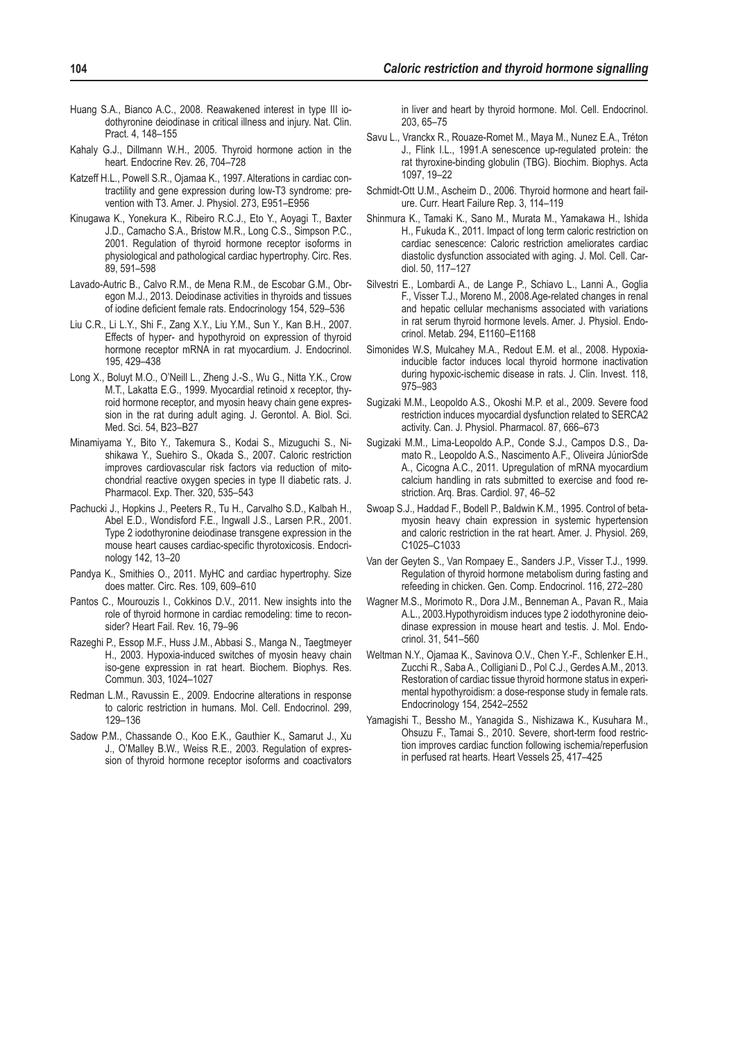Huang S.A., Bianco A.C., 2008. Reawakened interest in type III iodothyronine deiodinase in critical illness and injury. Nat. Clin. Pract. 4, 148–155

Kahaly G.J., Dillmann W.H., 2005. Thyroid hormone action in the heart. Endocrine Rev. 26, 704–728

Katzeff H.L., Powell S.R., Ojamaa K., 1997. Alterations in cardiac contractility and gene expression during low-T3 syndrome: prevention with T3. Amer. J. Physiol. 273, E951–E956

Kinugawa K., Yonekura K., Ribeiro R.C.J., Eto Y., Aoyagi T., Baxter J.D., Camacho S.A., Bristow M.R., Long C.S., Simpson P.C., 2001. Regulation of thyroid hormone receptor isoforms in physiological and pathological cardiac hypertrophy. Circ. Res. 89, 591–598

Lavado-Autric B., Calvo R.M., de Mena R.M., de Escobar G.M., Obregon M.J., 2013. Deiodinase activities in thyroids and tissues of iodine deficient female rats. Endocrinology 154, 529–536

Liu C.R., Li L.Y., Shi F., Zang X.Y., Liu Y.M., Sun Y., Kan B.H., 2007. Effects of hyper- and hypothyroid on expression of thyroid hormone receptor mRNA in rat myocardium. J. Endocrinol. 195, 429–438

Long X., Boluyt M.O., O'Neill L., Zheng J.-S., Wu G., Nitta Y.K., Crow M.T., Lakatta E.G., 1999. Myocardial retinoid x receptor, thyroid hormone receptor, and myosin heavy chain gene expression in the rat during adult aging. J. Gerontol. A. Biol. Sci. Med. Sci. 54, B23–B27

Minamiyama Y., Bito Y., Takemura S., Kodai S., Mizuguchi S., Nishikawa Y., Suehiro S., Okada S., 2007. Caloric restriction improves cardiovascular risk factors via reduction of mitochondrial reactive oxygen species in type II diabetic rats. J. Pharmacol. Exp. Ther. 320, 535–543

Pachucki J., Hopkins J., Peeters R., Tu H., Carvalho S.D., Kalbah H., Abel E.D., Wondisford F.E., Ingwall J.S., Larsen P.R., 2001. Type 2 iodothyronine deiodinase transgene expression in the mouse heart causes cardiac-specific thyrotoxicosis. Endocrinology 142, 13–20

Pandya K., Smithies O., 2011. MyHC and cardiac hypertrophy. Size does matter. Circ. Res. 109, 609–610

Pantos C., Mourouzis I., Cokkinos D.V., 2011. New insights into the role of thyroid hormone in cardiac remodeling: time to reconsider? Heart Fail. Rev. 16, 79–96

Razeghi P., Essop M.F., Huss J.M., Abbasi S., Manga N., Taegtmeyer H., 2003. Hypoxia-induced switches of myosin heavy chain iso-gene expression in rat heart. Biochem. Biophys. Res. Commun. 303, 1024–1027

Redman L.M., Ravussin E., 2009. Endocrine alterations in response to caloric restriction in humans. Mol. Cell. Endocrinol. 299, 129–136

Sadow P.M., Chassande O., Koo E.K., Gauthier K., Samarut J., Xu J., O'Malley B.W., Weiss R.E., 2003. Regulation of expression of thyroid hormone receptor isoforms and coactivators in liver and heart by thyroid hormone. Mol. Cell. Endocrinol. 203, 65–75

Savu L., Vranckx R., Rouaze-Romet M., Maya M., Nunez E.A., Tréton J., Flink I.L., 1991.A senescence up-regulated protein: the rat thyroxine-binding globulin (TBG). Biochim. Biophys. Acta 1097, 19–22

Schmidt-Ott U.M., Ascheim D., 2006. Thyroid hormone and heart failure. Curr. Heart Failure Rep. 3, 114–119

Shinmura K., Tamaki K., Sano M., Murata M., Yamakawa H., Ishida H., Fukuda K., 2011. Impact of long term caloric restriction on cardiac senescence: Caloric restriction ameliorates cardiac diastolic dysfunction associated with aging. J. Mol. Cell. Cardiol. 50, 117–127

Silvestri E., Lombardi A., de Lange P., Schiavo L., Lanni A., Goglia F., Visser T.J., Moreno M., 2008.Age-related changes in renal and hepatic cellular mechanisms associated with variations in rat serum thyroid hormone levels. Amer. J. Physiol. Endocrinol. Metab. 294, E1160–E1168

Simonides W.S, Mulcahey M.A., Redout E.M. et al., 2008. Hypoxia-inducible factor induces local thyroid hormone inactivation during hypoxic-ischemic disease in rats. J. Clin. Invest. 118, 975–983

Sugizaki M.M., Leopoldo A.S., Okoshi M.P. et al., 2009. Severe food restriction induces myocardial dysfunction related to SERCA2 activity. Can. J. Physiol. Pharmacol. 87, 666–673

Sugizaki M.M., Lima-Leopoldo A.P., Conde S.J., Campos D.S., Damato R., Leopoldo A.S., Nascimento A.F., Oliveira JúniorSde A., Cicogna A.C., 2011. Upregulation of mRNA myocardium calcium handling in rats submitted to exercise and food restriction. Arq. Bras. Cardiol. 97, 46–52

Swoap S.J., Haddad F., Bodell P., Baldwin K.M., 1995. Control of beta-myosin heavy chain expression in systemic hypertension and caloric restriction in the rat heart. Amer. J. Physiol. 269, C1025–C1033

Van der Geyten S., Van Rompaey E., Sanders J.P., Visser T.J., 1999. Regulation of thyroid hormone metabolism during fasting and refeeding in chicken. Gen. Comp. Endocrinol. 116, 272–280

Wagner M.S., Morimoto R., Dora J.M., Benneman A., Pavan R., Maia A.L., 2003.Hypothyroidism induces type 2 iodothyronine deiodinase expression in mouse heart and testis. J. Mol. Endocrinol. 31, 541–560

Weltman N.Y., Ojamaa K., Savinova O.V., Chen Y.-F., Schlenker E.H., Zucchi R., Saba A., Colligiani D., Pol C.J., Gerdes A.M., 2013. Restoration of cardiac tissue thyroid hormone status in experimental hypothyroidism: a dose-response study in female rats. Endocrinology 154, 2542–2552

Yamagishi T., Bessho M., Yanagida S., Nishizawa K., Kusuhara M., Ohsuzu F., Tamai S., 2010. Severe, short-term food restriction improves cardiac function following ischemia/reperfusion in perfused rat hearts. Heart Vessels 25, 417–425